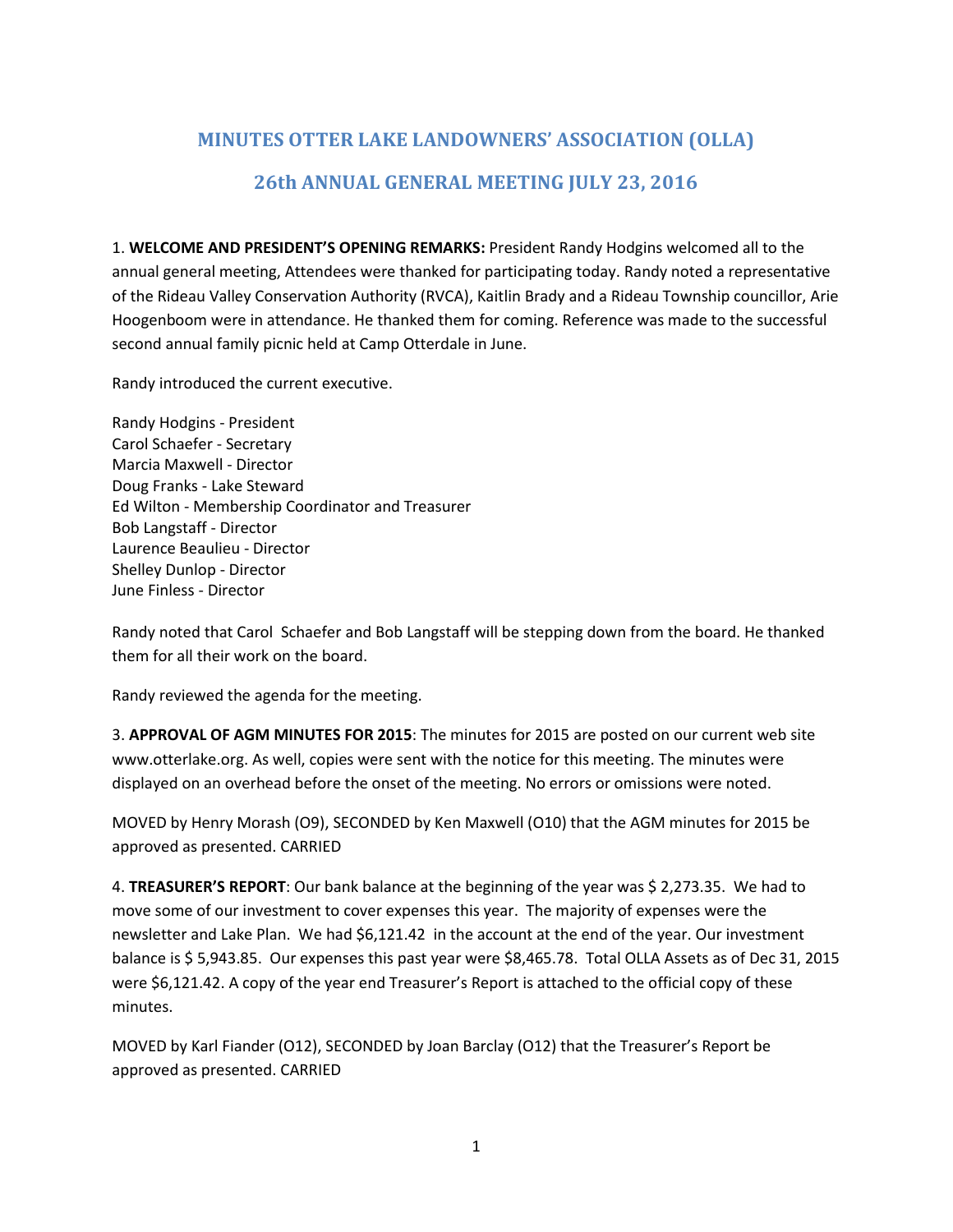# MINUTES OTTER LAKE LANDOWNERS' ASSOCIATION (OLLA)

## 26th ANNUAL GENERAL MEETING JULY 23, 2016

1. **WELCOME AND PRESIDENT'S OPENING REMARKS:** President Randy Hodgins welcomed all to the annual general meeting, Attendees were thanked for participating today. Randy noted a representative of the Rideau Valley Conservation Authority (RVCA), Kaitlin Brady and a Rideau Township councillor, Arie Hoogenboom were in attendance. He thanked them for coming. Reference was made to the successful second annual family picnic held at Camp Otterdale in June.

Randy introduced the current executive.

Randy Hodgins - President
Carol Schaefer - Secretary
Marcia Maxwell - Director
Doug Franks - Lake Steward
Ed Wilton - Membership Coordinator and Treasurer
Bob Langstaff - Director
Laurence Beaulieu - Director
Shelley Dunlop - Director
June Finless - Director

Randy noted that Carol Schaefer and Bob Langstaff will be stepping down from the board. He thanked them for all their work on the board.

Randy reviewed the agenda for the meeting.

3. **APPROVAL OF AGM MINUTES FOR 2015**: The minutes for 2015 are posted on our current web site www.otterlake.org. As well, copies were sent with the notice for this meeting. The minutes were displayed on an overhead before the onset of the meeting. No errors or omissions were noted.

MOVED by Henry Morash (O9), SECONDED by Ken Maxwell (O10) that the AGM minutes for 2015 be approved as presented. CARRIED

4. **TREASURER'S REPORT**: Our bank balance at the beginning of the year was $ 2,273.35. We had to move some of our investment to cover expenses this year. The majority of expenses were the newsletter and Lake Plan. We had $6,121.42 in the account at the end of the year. Our investment balance is $ 5,943.85. Our expenses this past year were $8,465.78. Total OLLA Assets as of Dec 31, 2015 were $6,121.42. A copy of the year end Treasurer's Report is attached to the official copy of these minutes.

MOVED by Karl Fiander (O12), SECONDED by Joan Barclay (O12) that the Treasurer's Report be approved as presented. CARRIED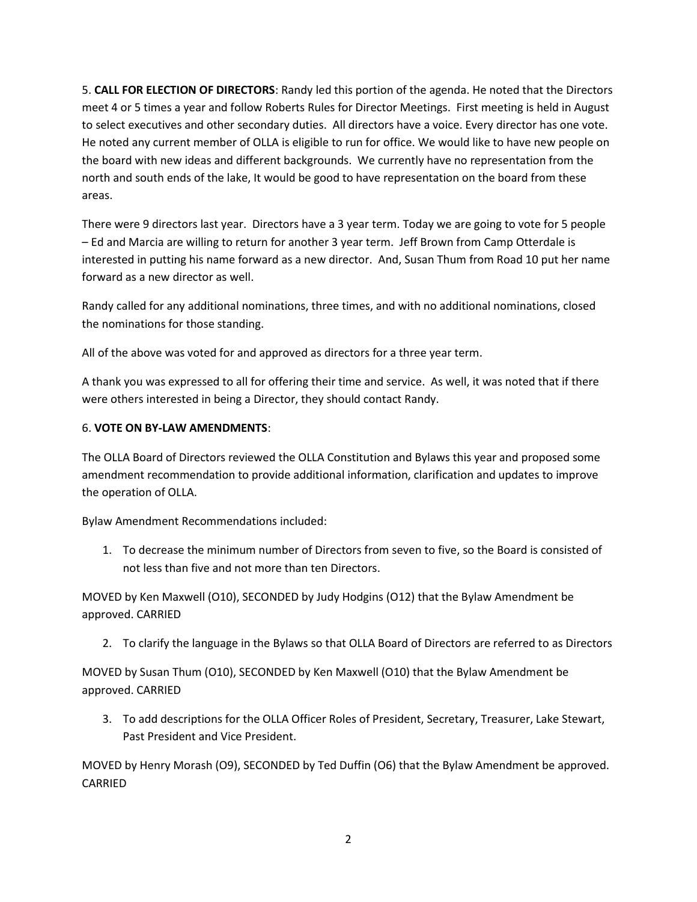5. **CALL FOR ELECTION OF DIRECTORS**: Randy led this portion of the agenda. He noted that the Directors meet 4 or 5 times a year and follow Roberts Rules for Director Meetings. First meeting is held in August to select executives and other secondary duties. All directors have a voice. Every director has one vote. He noted any current member of OLLA is eligible to run for office. We would like to have new people on the board with new ideas and different backgrounds. We currently have no representation from the north and south ends of the lake, It would be good to have representation on the board from these areas.

There were 9 directors last year. Directors have a 3 year term. Today we are going to vote for 5 people – Ed and Marcia are willing to return for another 3 year term. Jeff Brown from Camp Otterdale is interested in putting his name forward as a new director. And, Susan Thum from Road 10 put her name forward as a new director as well.

Randy called for any additional nominations, three times, and with no additional nominations, closed the nominations for those standing.

All of the above was voted for and approved as directors for a three year term.

A thank you was expressed to all for offering their time and service. As well, it was noted that if there were others interested in being a Director, they should contact Randy.

6. **VOTE ON BY-LAW AMENDMENTS**:

The OLLA Board of Directors reviewed the OLLA Constitution and Bylaws this year and proposed some amendment recommendation to provide additional information, clarification and updates to improve the operation of OLLA.

Bylaw Amendment Recommendations included:

1. To decrease the minimum number of Directors from seven to five, so the Board is consisted of not less than five and not more than ten Directors.

MOVED by Ken Maxwell (O10), SECONDED by Judy Hodgins (O12) that the Bylaw Amendment be approved. CARRIED

2. To clarify the language in the Bylaws so that OLLA Board of Directors are referred to as Directors

MOVED by Susan Thum (O10), SECONDED by Ken Maxwell (O10) that the Bylaw Amendment be approved. CARRIED

3. To add descriptions for the OLLA Officer Roles of President, Secretary, Treasurer, Lake Stewart, Past President and Vice President.

MOVED by Henry Morash (O9), SECONDED by Ted Duffin (O6) that the Bylaw Amendment be approved. CARRIED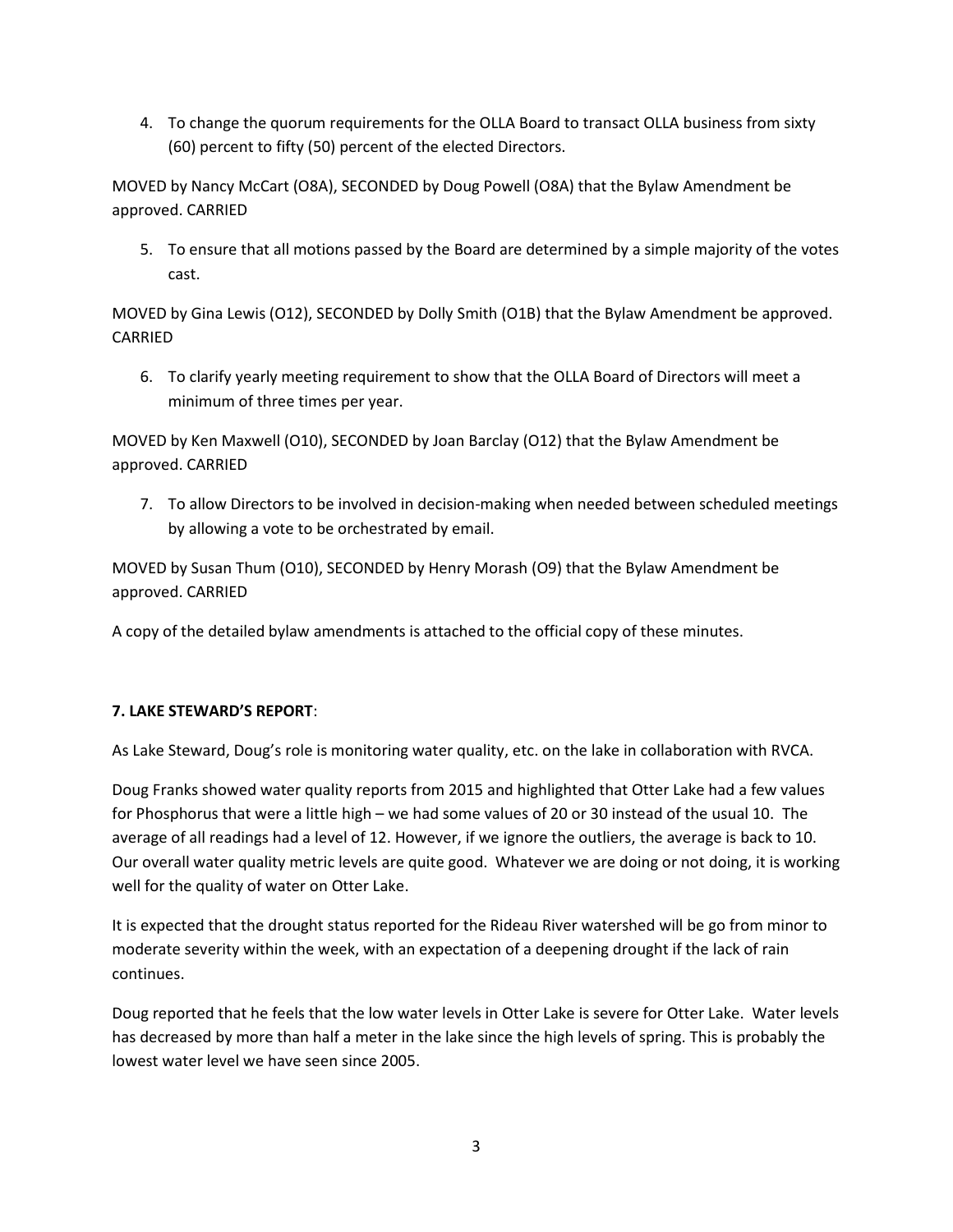4. To change the quorum requirements for the OLLA Board to transact OLLA business from sixty (60) percent to fifty (50) percent of the elected Directors.

MOVED by Nancy McCart (O8A), SECONDED by Doug Powell (O8A) that the Bylaw Amendment be approved. CARRIED

5. To ensure that all motions passed by the Board are determined by a simple majority of the votes cast.

MOVED by Gina Lewis (O12), SECONDED by Dolly Smith (O1B) that the Bylaw Amendment be approved. CARRIED

6. To clarify yearly meeting requirement to show that the OLLA Board of Directors will meet a minimum of three times per year.

MOVED by Ken Maxwell (O10), SECONDED by Joan Barclay (O12) that the Bylaw Amendment be approved. CARRIED

7. To allow Directors to be involved in decision-making when needed between scheduled meetings by allowing a vote to be orchestrated by email.

MOVED by Susan Thum (O10), SECONDED by Henry Morash (O9) that the Bylaw Amendment be approved. CARRIED

A copy of the detailed bylaw amendments is attached to the official copy of these minutes.

**7. LAKE STEWARD'S REPORT**:

As Lake Steward, Doug's role is monitoring water quality, etc. on the lake in collaboration with RVCA.

Doug Franks showed water quality reports from 2015 and highlighted that Otter Lake had a few values for Phosphorus that were a little high – we had some values of 20 or 30 instead of the usual 10. The average of all readings had a level of 12. However, if we ignore the outliers, the average is back to 10. Our overall water quality metric levels are quite good. Whatever we are doing or not doing, it is working well for the quality of water on Otter Lake.

It is expected that the drought status reported for the Rideau River watershed will be go from minor to moderate severity within the week, with an expectation of a deepening drought if the lack of rain continues.

Doug reported that he feels that the low water levels in Otter Lake is severe for Otter Lake. Water levels has decreased by more than half a meter in the lake since the high levels of spring. This is probably the lowest water level we have seen since 2005.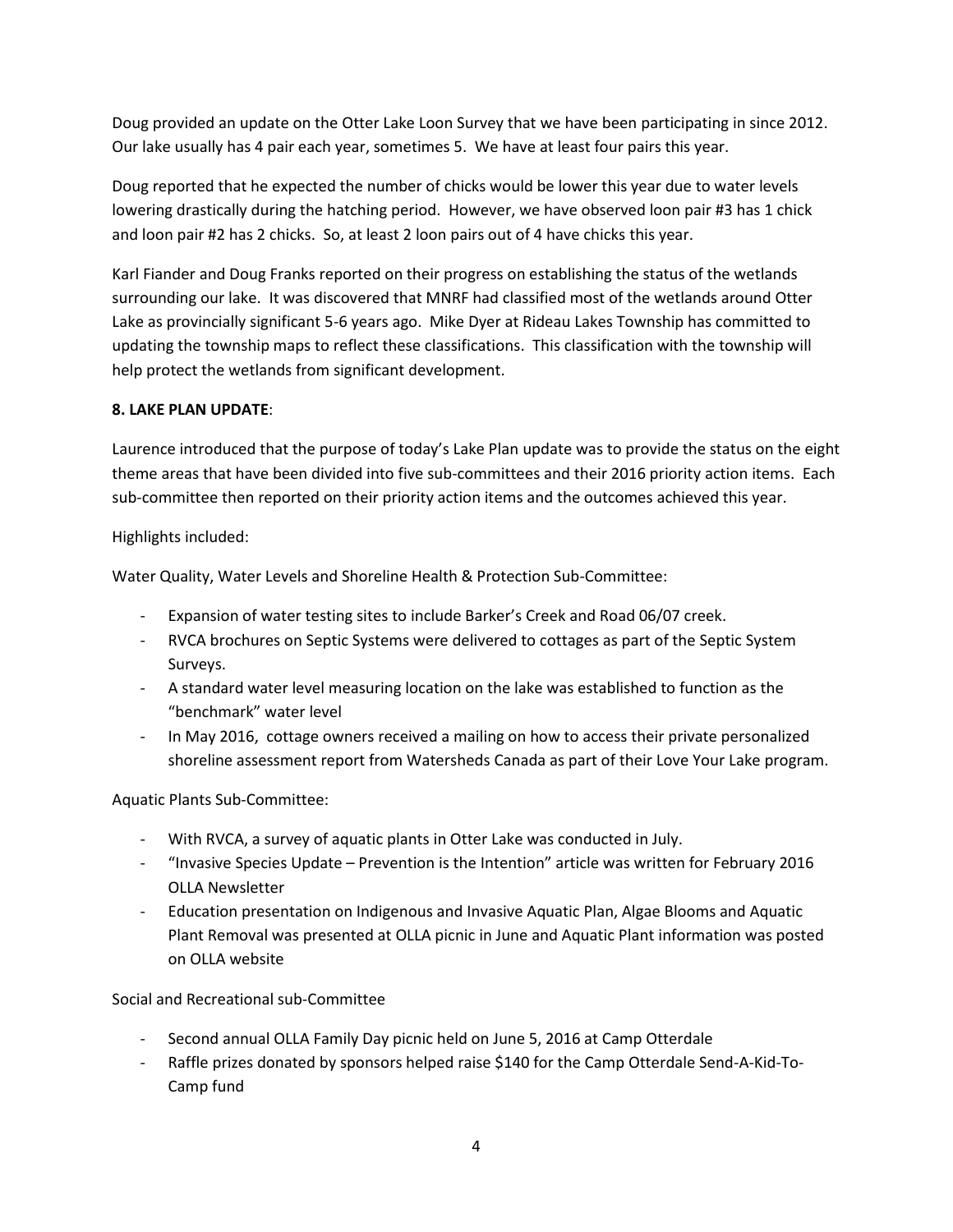Doug provided an update on the Otter Lake Loon Survey that we have been participating in since 2012. Our lake usually has 4 pair each year, sometimes 5. We have at least four pairs this year.

Doug reported that he expected the number of chicks would be lower this year due to water levels lowering drastically during the hatching period. However, we have observed loon pair #3 has 1 chick and loon pair #2 has 2 chicks. So, at least 2 loon pairs out of 4 have chicks this year.

Karl Fiander and Doug Franks reported on their progress on establishing the status of the wetlands surrounding our lake. It was discovered that MNRF had classified most of the wetlands around Otter Lake as provincially significant 5-6 years ago. Mike Dyer at Rideau Lakes Township has committed to updating the township maps to reflect these classifications. This classification with the township will help protect the wetlands from significant development.

**8. LAKE PLAN UPDATE**:

Laurence introduced that the purpose of today's Lake Plan update was to provide the status on the eight theme areas that have been divided into five sub-committees and their 2016 priority action items. Each sub-committee then reported on their priority action items and the outcomes achieved this year.

Highlights included:

Water Quality, Water Levels and Shoreline Health & Protection Sub-Committee:

- Expansion of water testing sites to include Barker's Creek and Road 06/07 creek.
- RVCA brochures on Septic Systems were delivered to cottages as part of the Septic System Surveys.
- A standard water level measuring location on the lake was established to function as the "benchmark" water level
- In May 2016, cottage owners received a mailing on how to access their private personalized shoreline assessment report from Watersheds Canada as part of their Love Your Lake program.

Aquatic Plants Sub-Committee:

- With RVCA, a survey of aquatic plants in Otter Lake was conducted in July.
- "Invasive Species Update – Prevention is the Intention" article was written for February 2016 OLLA Newsletter
- Education presentation on Indigenous and Invasive Aquatic Plan, Algae Blooms and Aquatic Plant Removal was presented at OLLA picnic in June and Aquatic Plant information was posted on OLLA website

Social and Recreational sub-Committee

- Second annual OLLA Family Day picnic held on June 5, 2016 at Camp Otterdale
- Raffle prizes donated by sponsors helped raise $140 for the Camp Otterdale Send-A-Kid-To-Camp fund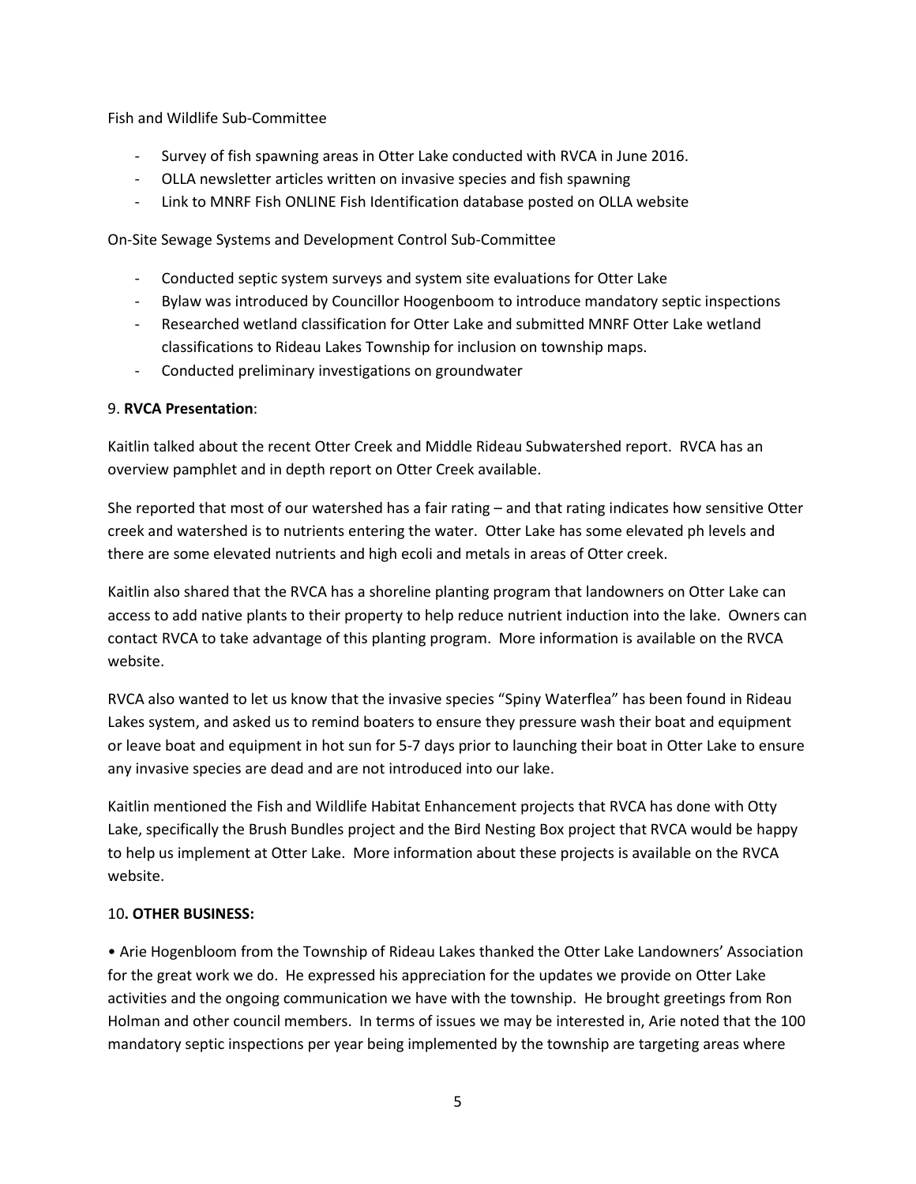Fish and Wildlife Sub-Committee

- Survey of fish spawning areas in Otter Lake conducted with RVCA in June 2016.
- OLLA newsletter articles written on invasive species and fish spawning
- Link to MNRF Fish ONLINE Fish Identification database posted on OLLA website

On-Site Sewage Systems and Development Control Sub-Committee

- Conducted septic system surveys and system site evaluations for Otter Lake
- Bylaw was introduced by Councillor Hoogenboom to introduce mandatory septic inspections
- Researched wetland classification for Otter Lake and submitted MNRF Otter Lake wetland classifications to Rideau Lakes Township for inclusion on township maps.
- Conducted preliminary investigations on groundwater

9. **RVCA Presentation**:

Kaitlin talked about the recent Otter Creek and Middle Rideau Subwatershed report. RVCA has an overview pamphlet and in depth report on Otter Creek available.

She reported that most of our watershed has a fair rating – and that rating indicates how sensitive Otter creek and watershed is to nutrients entering the water. Otter Lake has some elevated ph levels and there are some elevated nutrients and high ecoli and metals in areas of Otter creek.

Kaitlin also shared that the RVCA has a shoreline planting program that landowners on Otter Lake can access to add native plants to their property to help reduce nutrient induction into the lake. Owners can contact RVCA to take advantage of this planting program. More information is available on the RVCA website.

RVCA also wanted to let us know that the invasive species "Spiny Waterflea" has been found in Rideau Lakes system, and asked us to remind boaters to ensure they pressure wash their boat and equipment or leave boat and equipment in hot sun for 5-7 days prior to launching their boat in Otter Lake to ensure any invasive species are dead and are not introduced into our lake.

Kaitlin mentioned the Fish and Wildlife Habitat Enhancement projects that RVCA has done with Otty Lake, specifically the Brush Bundles project and the Bird Nesting Box project that RVCA would be happy to help us implement at Otter Lake. More information about these projects is available on the RVCA website.

10**. OTHER BUSINESS:**

• Arie Hogenbloom from the Township of Rideau Lakes thanked the Otter Lake Landowners' Association for the great work we do. He expressed his appreciation for the updates we provide on Otter Lake activities and the ongoing communication we have with the township. He brought greetings from Ron Holman and other council members. In terms of issues we may be interested in, Arie noted that the 100 mandatory septic inspections per year being implemented by the township are targeting areas where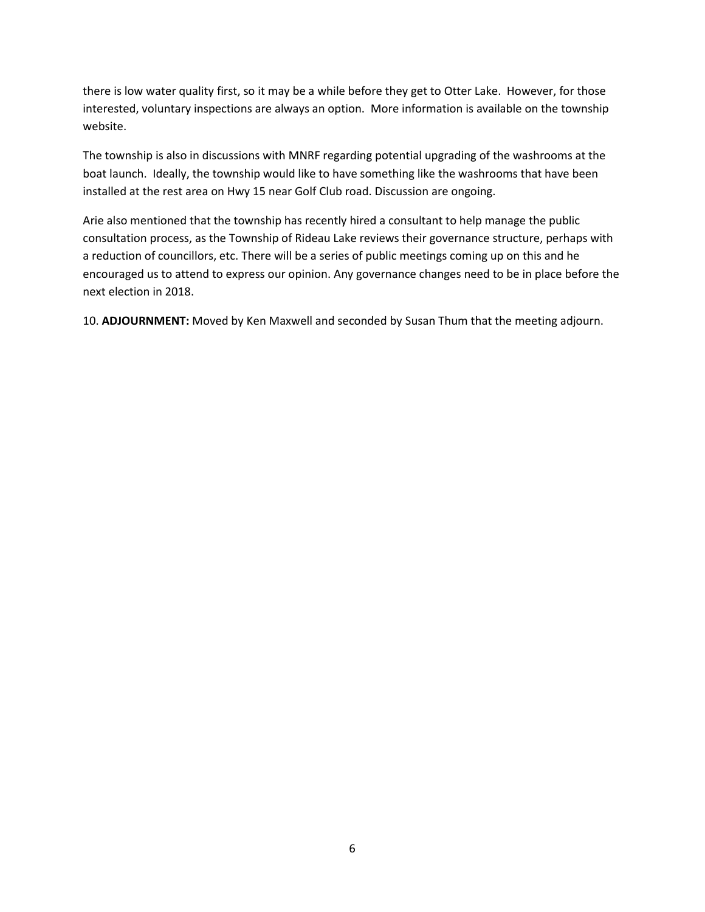there is low water quality first, so it may be a while before they get to Otter Lake. However, for those interested, voluntary inspections are always an option. More information is available on the township website.

The township is also in discussions with MNRF regarding potential upgrading of the washrooms at the boat launch. Ideally, the township would like to have something like the washrooms that have been installed at the rest area on Hwy 15 near Golf Club road. Discussion are ongoing.

Arie also mentioned that the township has recently hired a consultant to help manage the public consultation process, as the Township of Rideau Lake reviews their governance structure, perhaps with a reduction of councillors, etc. There will be a series of public meetings coming up on this and he encouraged us to attend to express our opinion. Any governance changes need to be in place before the next election in 2018.

10. **ADJOURNMENT:** Moved by Ken Maxwell and seconded by Susan Thum that the meeting adjourn.